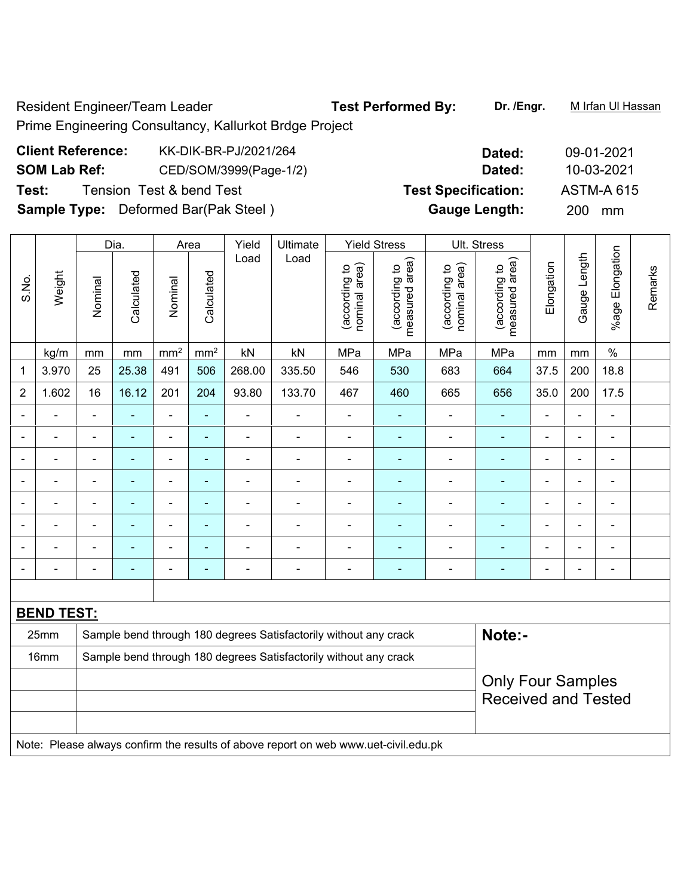Resident Engineer/Team Leader **Test Performed By:** **Dr. /Engr.** M Irfan Ul Hassan

Prime Engineering Consultancy, Kallurkot Brdge Project

**Client Reference:** KK-DIK-BR-PJ/2021/264 **Dated:** 09-01-2021

**SOM Lab Ref:** CED/SOM/3999(Page-1/2) **Dated:** 10-03-2021

**Test:** Tension Test & bend Test **Test Specification:** ASTM-A 615

**Sample Type:** Deformed Bar(Pak Steel ) **Gauge Length:** 200 mm

| S.No. | Weight | Dia. | | Area | | Yield Load | Ultimate Load | Yield Stress | | Ult. Stress | | Elongation | Gauge Length | %age Elongation | Remarks |
|---|---|---|---|---|---|---|---|---|---|---|---|---|---|---|---|
| | | Nominal | Calculated | Nominal | Calculated | | | (according to nominal area) | (according to measured area) | (according to nominal area) | (according to measured area) | | | | |
| | kg/m | mm | mm | mm$^2$ | mm$^2$ | kN | kN | MPa | MPa | MPa | MPa | mm | mm | % | |
| 1 | 3.970 | 25 | 25.38 | 491 | 506 | 268.00 | 335.50 | 546 | 530 | 683 | 664 | 37.5 | 200 | 18.8 | |
| 2 | 1.602 | 16 | 16.12 | 201 | 204 | 93.80 | 133.70 | 467 | 460 | 665 | 656 | 35.0 | 200 | 17.5 | |
| - | - | - | - | - | - | - | - | - | - | - | - | - | - | - | |
| - | - | - | - | - | - | - | - | - | - | - | - | - | - | - | |
| - | - | - | - | - | - | - | - | - | - | - | - | - | - | - | |
| - | - | - | - | - | - | - | - | - | - | - | - | - | - | - | |
| - | - | - | - | - | - | - | - | - | - | - | - | - | - | - | |
| - | - | - | - | - | - | - | - | - | - | - | - | - | - | - | |
| - | - | - | - | - | - | - | - | - | - | - | - | - | - | - | |
| - | - | - | - | - | - | - | - | - | - | - | - | - | - | - | |

**BEND TEST:**

| | | |
|---|---|---|
| 25mm | Sample bend through 180 degrees Satisfactorily without any crack | **Note:-** |
| 16mm | Sample bend through 180 degrees Satisfactorily without any crack | |
| | | Only Four Samples Received and Tested |

Note: Please always confirm the results of above report on web www.uet-civil.edu.pk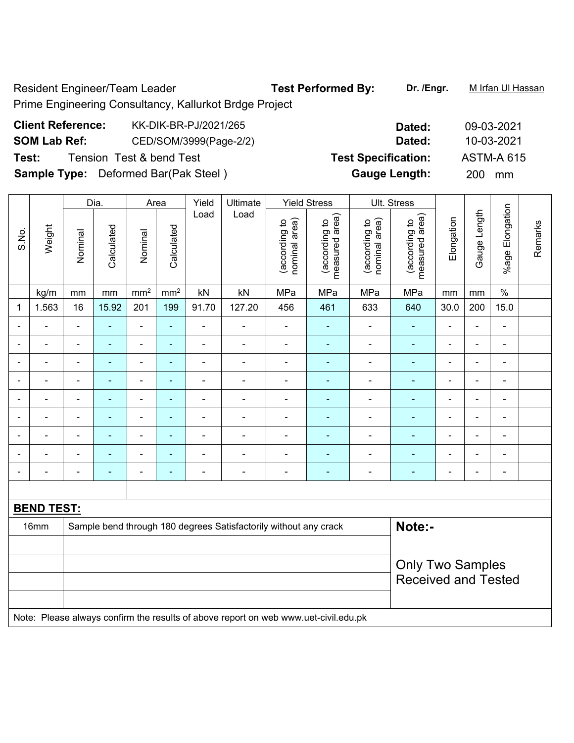Resident Engineer/Team Leader

Prime Engineering Consultancy, Kallurkot Brdge Project

**Test Performed By:** **Dr. /Engr.** M Irfan Ul Hassan

**Client Reference:** KK-DIK-BR-PJ/2021/265 **Dated:** 09-03-2021

**SOM Lab Ref:** CED/SOM/3999(Page-2/2) **Dated:** 10-03-2021

**Test:** Tension Test & bend Test **Test Specification:** ASTM-A 615

**Sample Type:** Deformed Bar(Pak Steel ) **Gauge Length:** 200 mm

| S.No. | Weight | Dia. | | Area | | Yield Load | Ultimate Load | Yield Stress | | Ult. Stress | | Elongation | Gauge Length | %age Elongation | Remarks |
|---|---|---|---|---|---|---|---|---|---|---|---|---|---|---|---|
| | | Nominal | Calculated | Nominal | Calculated | | | (according to nominal area) | (according to measured area) | (according to nominal area) | (according to measured area) | | | | |
| | kg/m | mm | mm | mm² | mm² | kN | kN | MPa | MPa | MPa | MPa | mm | mm | % | |
| 1 | 1.563 | 16 | 15.92 | 201 | 199 | 91.70 | 127.20 | 456 | 461 | 633 | 640 | 30.0 | 200 | 15.0 | |
| - | - | - | - | - | - | - | - | - | - | - | - | - | - | - | |
| - | - | - | - | - | - | - | - | - | - | - | - | - | - | - | |
| - | - | - | - | - | - | - | - | - | - | - | - | - | - | - | |
| - | - | - | - | - | - | - | - | - | - | - | - | - | - | - | |
| - | - | - | - | - | - | - | - | - | - | - | - | - | - | - | |
| - | - | - | - | - | - | - | - | - | - | - | - | - | - | - | |
| - | - | - | - | - | - | - | - | - | - | - | - | - | - | - | |
| - | - | - | - | - | - | - | - | - | - | - | - | - | - | - | |
| - | - | - | - | - | - | - | - | - | - | - | - | - | - | - | |

**BEND TEST:**

| | | |
|---|---|---|
| 16mm | Sample bend through 180 degrees Satisfactorily without any crack | **Note:-** Only Two Samples Received and Tested |

Note: Please always confirm the results of above report on web www.uet-civil.edu.pk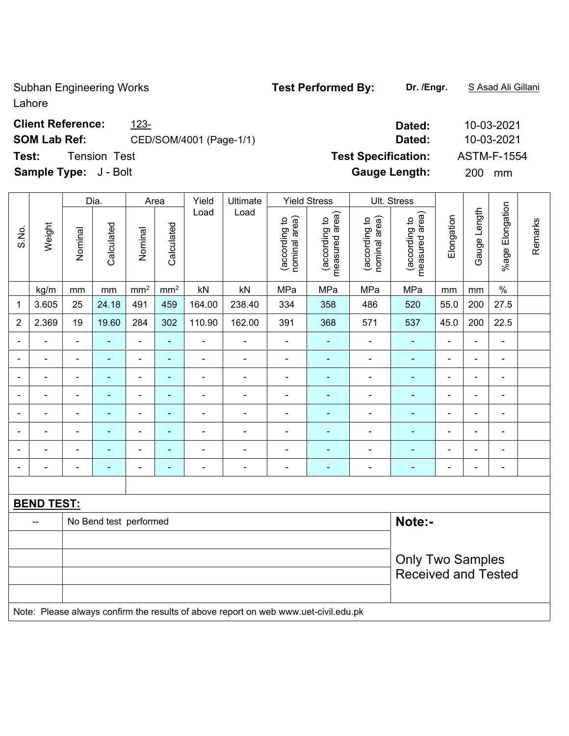Subhan Engineering Works
Lahore

**Test Performed By:** **Dr. /Engr.** S Asad Ali Gillani

**Client Reference:** 123-
**Dated:** 10-03-2021

**SOM Lab Ref:** CED/SOM/4001 (Page-1/1)
**Dated:** 10-03-2021

**Test:** Tension Test
**Test Specification:** ASTM-F-1554

**Sample Type:** J - Bolt
**Gauge Length:** 200 mm

| S.No. | Weight | Dia. | | Area | | Yield Load | Ultimate Load | Yield Stress | | Ult. Stress | | Elongation | Gauge Length | %age Elongation | Remarks |
|---|---|---|---|---|---|---|---|---|---|---|---|---|---|---|---|
| | | Nominal | Calculated | Nominal | Calculated | | | (according to nominal area) | (according to measured area) | (according to nominal area) | (according to measured area) | | | | |
| | kg/m | mm | mm | mm$^2$ | mm$^2$ | kN | kN | MPa | MPa | MPa | MPa | mm | mm | % | |
| 1 | 3.605 | 25 | 24.18 | 491 | 459 | 164.00 | 238.40 | 334 | 358 | 486 | 520 | 55.0 | 200 | 27.5 | |
| 2 | 2.369 | 19 | 19.60 | 284 | 302 | 110.90 | 162.00 | 391 | 368 | 571 | 537 | 45.0 | 200 | 22.5 | |
| - | - | - | - | - | - | - | - | - | - | - | - | - | - | - | |
| - | - | - | - | - | - | - | - | - | - | - | - | - | - | - | |
| - | - | - | - | - | - | - | - | - | - | - | - | - | - | - | |
| - | - | - | - | - | - | - | - | - | - | - | - | - | - | - | |
| - | - | - | - | - | - | - | - | - | - | - | - | - | - | - | |
| - | - | - | - | - | - | - | - | - | - | - | - | - | - | - | |
| - | - | - | - | - | - | - | - | - | - | - | - | - | - | - | |
| - | - | - | - | - | - | - | - | - | - | - | - | - | - | - | |

**BEND TEST:**

| -- | No Bend test performed |
|---|---|

**Note:-**

Only Two Samples Received and Tested

Note: Please always confirm the results of above report on web www.uet-civil.edu.pk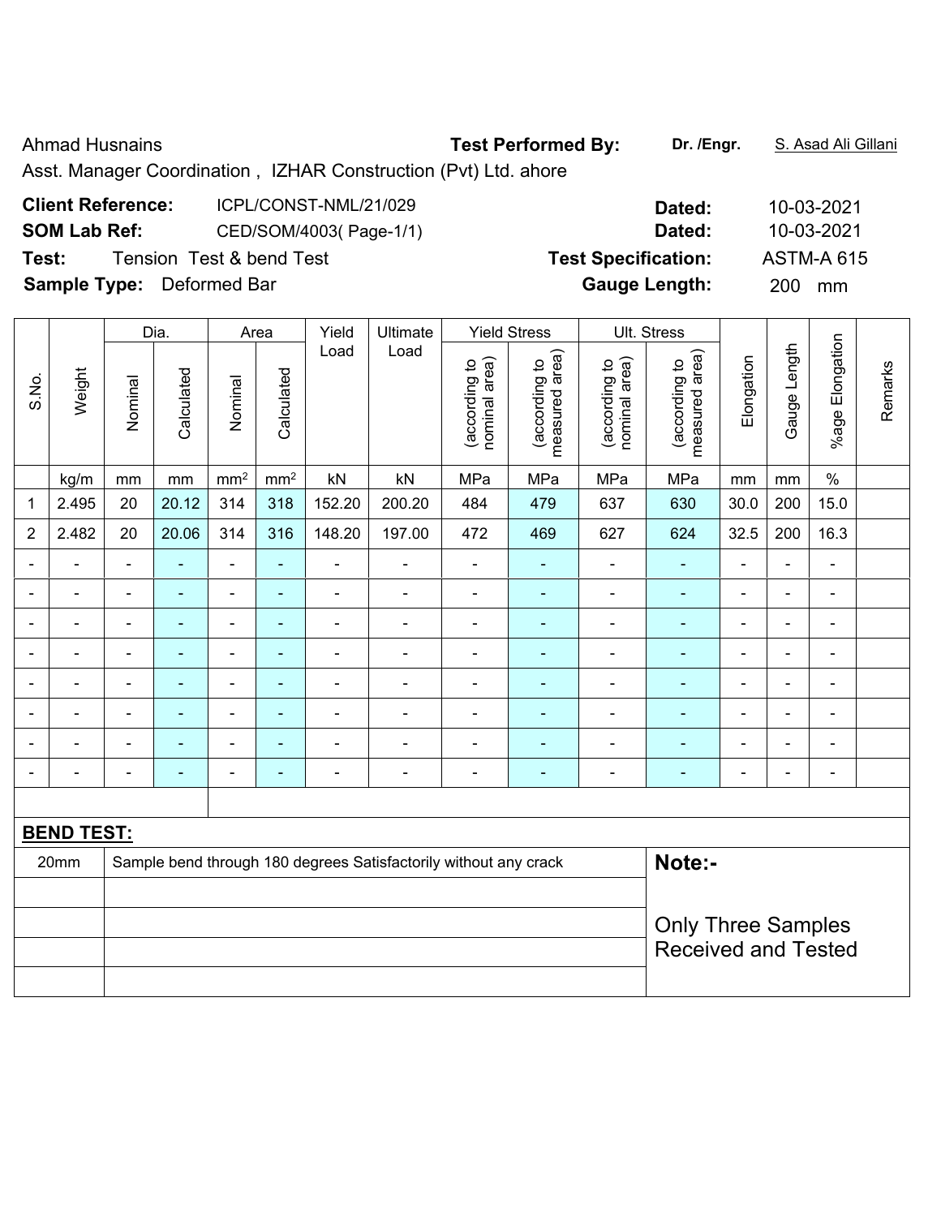Ahmad Husnains **Test Performed By:** **Dr. /Engr.** S. Asad Ali Gillani

Asst. Manager Coordination , IZHAR Construction (Pvt) Ltd. ahore

**Client Reference:** ICPL/CONST-NML/21/029 **Dated:** 10-03-2021

**SOM Lab Ref:** CED/SOM/4003( Page-1/1) **Dated:** 10-03-2021

**Test:** Tension Test & bend Test **Test Specification:** ASTM-A 615

**Sample Type:** Deformed Bar **Gauge Length:** 200 mm

| S.No. | Weight | Dia. | | Area | | Yield Load | Ultimate Load | Yield Stress | | Ult. Stress | | Elongation | Gauge Length | %age Elongation | Remarks |
|---|---|---|---|---|---|---|---|---|---|---|---|---|---|---|---|
| | | Nominal | Calculated | Nominal | Calculated | | | (according to nominal area) | (according to measured area) | (according to nominal area) | (according to measured area) | | | | |
| | kg/m | mm | mm | mm² | mm² | kN | kN | MPa | MPa | MPa | MPa | mm | mm | % | |
| 1 | 2.495 | 20 | 20.12 | 314 | 318 | 152.20 | 200.20 | 484 | 479 | 637 | 630 | 30.0 | 200 | 15.0 | |
| 2 | 2.482 | 20 | 20.06 | 314 | 316 | 148.20 | 197.00 | 472 | 469 | 627 | 624 | 32.5 | 200 | 16.3 | |
| - | - | - | - | - | - | - | - | - | - | - | - | - | - | - | |
| - | - | - | - | - | - | - | - | - | - | - | - | - | - | - | |
| - | - | - | - | - | - | - | - | - | - | - | - | - | - | - | |
| - | - | - | - | - | - | - | - | - | - | - | - | - | - | - | |
| - | - | - | - | - | - | - | - | - | - | - | - | - | - | - | |
| - | - | - | - | - | - | - | - | - | - | - | - | - | - | - | |
| - | - | - | - | - | - | - | - | - | - | - | - | - | - | - | |
| - | - | - | - | - | - | - | - | - | - | - | - | - | - | - | |

**BEND TEST:**

| | | |
|---|---|---|
| 20mm | Sample bend through 180 degrees Satisfactorily without any crack | **Note:-** |
| | | Only Three Samples Received and Tested |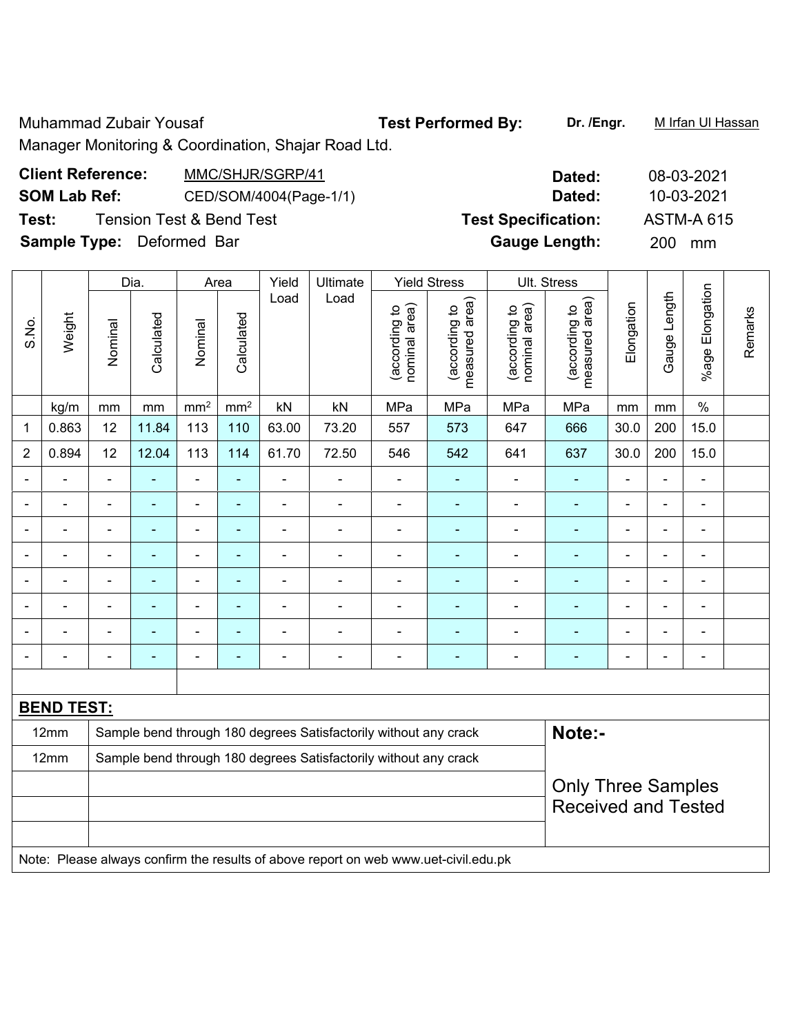Muhammad Zubair Yousaf **Test Performed By:** **Dr. /Engr.** M Irfan Ul Hassan

Manager Monitoring & Coordination, Shajar Road Ltd.

**Client Reference:** MMC/SHJR/SGRP/41 **Dated:** 08-03-2021

**SOM Lab Ref:** CED/SOM/4004(Page-1/1) **Dated:** 10-03-2021

**Test:** Tension Test & Bend Test **Test Specification:** ASTM-A 615

**Sample Type:** Deformed Bar **Gauge Length:** 200 mm

| S.No. | Weight | Dia. | | Area | | Yield Load | Ultimate Load | Yield Stress | | Ult. Stress | | Elongation | Gauge Length | %age Elongation | Remarks |
|---|---|---|---|---|---|---|---|---|---|---|---|---|---|---|---|
| | | Nominal | Calculated | Nominal | Calculated | | | (according to nominal area) | (according to measured area) | (according to nominal area) | (according to measured area) | | | | |
| | kg/m | mm | mm | mm² | mm² | kN | kN | MPa | MPa | MPa | MPa | mm | mm | % | |
| 1 | 0.863 | 12 | 11.84 | 113 | 110 | 63.00 | 73.20 | 557 | 573 | 647 | 666 | 30.0 | 200 | 15.0 | |
| 2 | 0.894 | 12 | 12.04 | 113 | 114 | 61.70 | 72.50 | 546 | 542 | 641 | 637 | 30.0 | 200 | 15.0 | |
| - | - | - | - | - | - | - | - | - | - | - | - | - | - | - | |
| - | - | - | - | - | - | - | - | - | - | - | - | - | - | - | |
| - | - | - | - | - | - | - | - | - | - | - | - | - | - | - | |
| - | - | - | - | - | - | - | - | - | - | - | - | - | - | - | |
| - | - | - | - | - | - | - | - | - | - | - | - | - | - | - | |
| - | - | - | - | - | - | - | - | - | - | - | - | - | - | - | |
| - | - | - | - | - | - | - | - | - | - | - | - | - | - | - | |
| - | - | - | - | - | - | - | - | - | - | - | - | - | - | - | |

**BEND TEST:**

| | | |
|---|---|---|
| 12mm | Sample bend through 180 degrees Satisfactorily without any crack | **Note:-** |
| 12mm | Sample bend through 180 degrees Satisfactorily without any crack | Only Three Samples Received and Tested |

Note: Please always confirm the results of above report on web www.uet-civil.edu.pk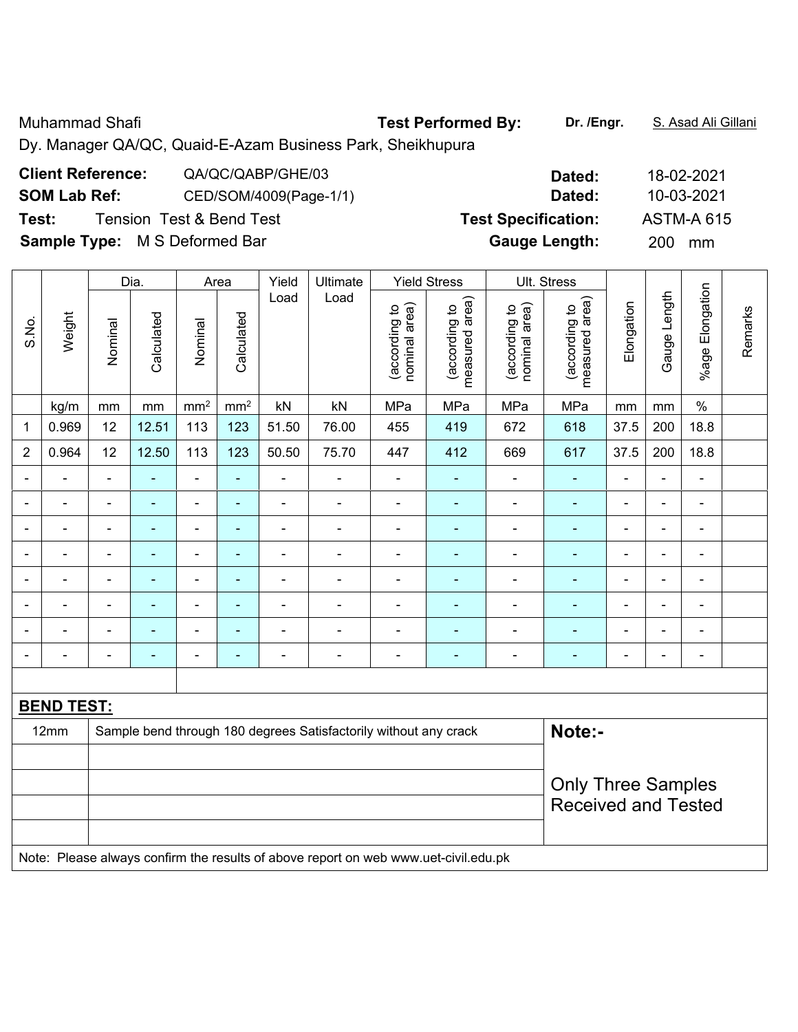Muhammad Shafi

Dy. Manager QA/QC, Quaid-E-Azam Business Park, Sheikhupura

**Test Performed By:** **Dr. /Engr.** S. Asad Ali Gillani

**Client Reference:** QA/QC/QABP/GHE/03 **Dated:** 18-02-2021

**SOM Lab Ref:** CED/SOM/4009(Page-1/1) **Dated:** 10-03-2021

**Test:** Tension Test & Bend Test **Test Specification:** ASTM-A 615

**Sample Type:** M S Deformed Bar **Gauge Length:** 200 mm

| S.No. | Weight | Dia. | | Area | | Yield Load | Ultimate Load | Yield Stress | | Ult. Stress | | Elongation | Gauge Length | %age Elongation | Remarks |
|---|---|---|---|---|---|---|---|---|---|---|---|---|---|---|---|
| | | Nominal | Calculated | Nominal | Calculated | | | (according to nominal area) | (according to measured area) | (according to nominal area) | (according to measured area) | | | | |
| | kg/m | mm | mm | mm$^2$ | mm$^2$ | kN | kN | MPa | MPa | MPa | MPa | mm | mm | % | |
| 1 | 0.969 | 12 | 12.51 | 113 | 123 | 51.50 | 76.00 | 455 | 419 | 672 | 618 | 37.5 | 200 | 18.8 | |
| 2 | 0.964 | 12 | 12.50 | 113 | 123 | 50.50 | 75.70 | 447 | 412 | 669 | 617 | 37.5 | 200 | 18.8 | |
| - | - | - | - | - | - | - | - | - | - | - | - | - | - | - | |
| - | - | - | - | - | - | - | - | - | - | - | - | - | - | - | |
| - | - | - | - | - | - | - | - | - | - | - | - | - | - | - | |
| - | - | - | - | - | - | - | - | - | - | - | - | - | - | - | |
| - | - | - | - | - | - | - | - | - | - | - | - | - | - | - | |
| - | - | - | - | - | - | - | - | - | - | - | - | - | - | - | |
| - | - | - | - | - | - | - | - | - | - | - | - | - | - | - | |
| - | - | - | - | - | - | - | - | - | - | - | - | - | - | - | |

**BEND TEST:**

| Size | Result | Note:- |
|---|---|---|
| 12mm | Sample bend through 180 degrees Satisfactorily without any crack | Only Three Samples Received and Tested |

Note: Please always confirm the results of above report on web www.uet-civil.edu.pk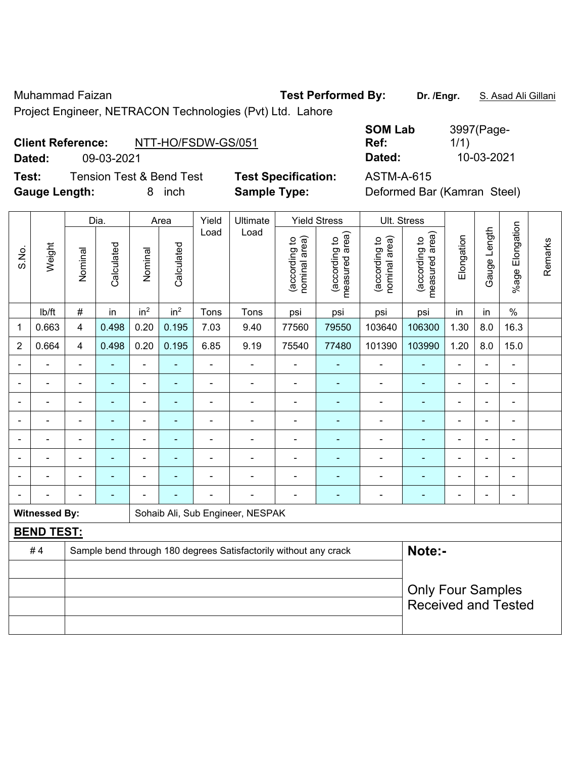Muhammad Faizan **Test Performed By:** **Dr. /Engr.** S. Asad Ali Gillani

Project Engineer, NETRACON Technologies (Pvt) Ltd. Lahore

**Client Reference:** NTT-HO/FSDW-GS/051 **SOM Lab Ref:** 3997(Page-1/1)

**Dated:** 09-03-2021 **Dated:** 10-03-2021

**Test:** Tension Test & Bend Test **Test Specification:** ASTM-A-615

**Gauge Length:** 8 inch **Sample Type:** Deformed Bar (Kamran Steel)

| S.No. | Weight | Dia. | | Area | | Yield Load | Ultimate Load | Yield Stress | | Ult. Stress | | Elongation | Gauge Length | %age Elongation | Remarks |
|---|---|---|---|---|---|---|---|---|---|---|---|---|---|---|---|
| | | Nominal | Calculated | Nominal | Calculated | | | (according to nominal area) | (according to measured area) | (according to nominal area) | (according to measured area) | | | | |
| | lb/ft | # | in | in$^2$ | in$^2$ | Tons | Tons | psi | psi | psi | psi | in | in | % | |
| 1 | 0.663 | 4 | 0.498 | 0.20 | 0.195 | 7.03 | 9.40 | 77560 | 79550 | 103640 | 106300 | 1.30 | 8.0 | 16.3 | |
| 2 | 0.664 | 4 | 0.498 | 0.20 | 0.195 | 6.85 | 9.19 | 75540 | 77480 | 101390 | 103990 | 1.20 | 8.0 | 15.0 | |
| - | - | - | - | - | - | - | - | - | - | - | - | - | - | - | |
| - | - | - | - | - | - | - | - | - | - | - | - | - | - | - | |
| - | - | - | - | - | - | - | - | - | - | - | - | - | - | - | |
| - | - | - | - | - | - | - | - | - | - | - | - | - | - | - | |
| - | - | - | - | - | - | - | - | - | - | - | - | - | - | - | |
| - | - | - | - | - | - | - | - | - | - | - | - | - | - | - | |
| - | - | - | - | - | - | - | - | - | - | - | - | - | - | - | |
| - | - | - | - | - | - | - | - | - | - | - | - | - | - | - | |

**Witnessed By:** Sohaib Ali, Sub Engineer, NESPAK

## BEND TEST:

| # 4 | Sample bend through 180 degrees Satisfactorily without any crack |
|---|---|
| | |
| | |
| | |
| | |

**Note:-**

Only Four Samples Received and Tested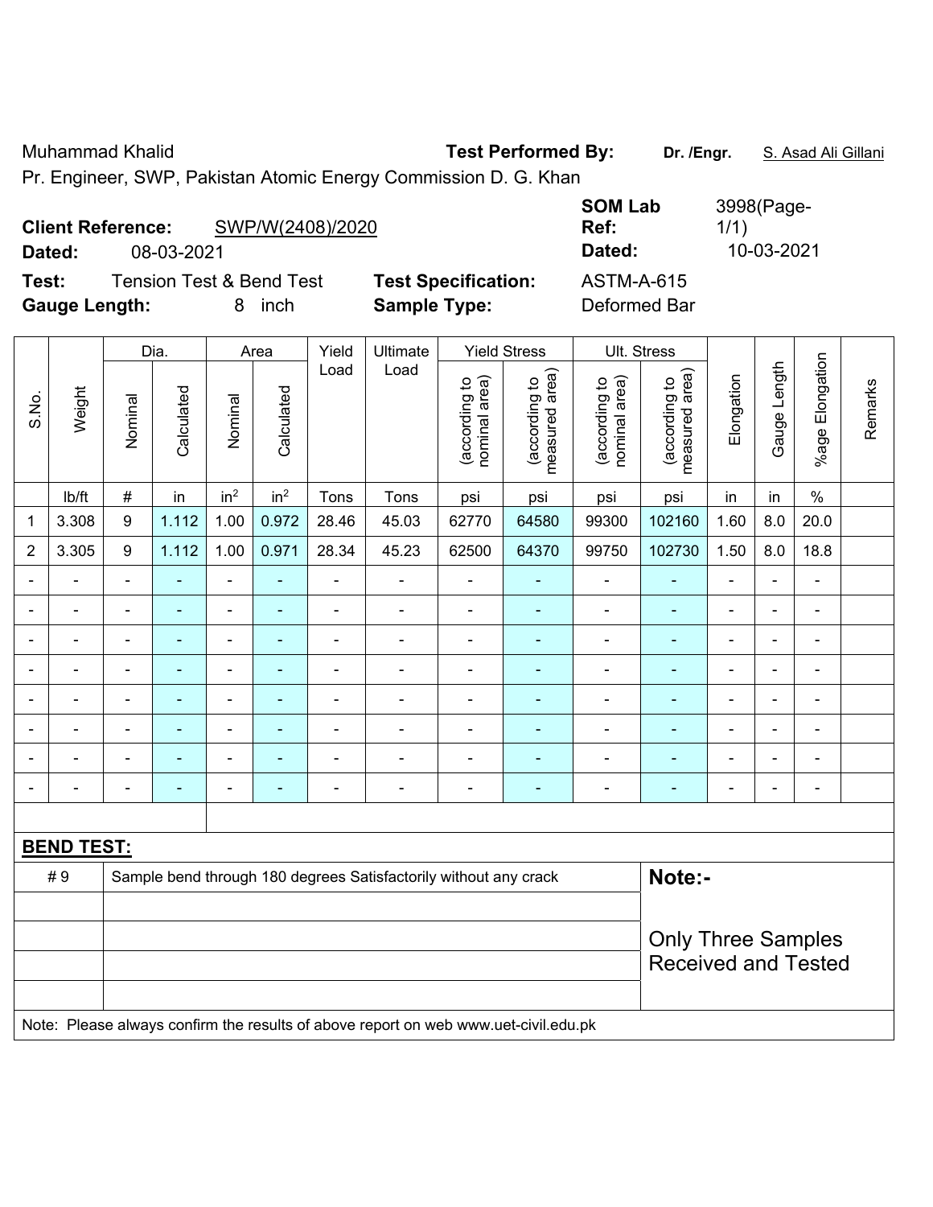Muhammad Khalid **Test Performed By:** **Dr. /Engr.** S. Asad Ali Gillani

Pr. Engineer, SWP, Pakistan Atomic Energy Commission D. G. Khan

**Client Reference:** SWP/W(2408)/2020 **SOM Lab Ref:** 3998(Page-1/1)

**Dated:** 08-03-2021 **Dated:** 10-03-2021

**Test:** Tension Test & Bend Test **Test Specification:** ASTM-A-615

**Gauge Length:** 8 inch **Sample Type:** Deformed Bar

| S.No. | Weight | Dia. | | Area | | Yield Load | Ultimate Load | Yield Stress | | Ult. Stress | | Elongation | Gauge Length | %age Elongation | Remarks |
|---|---|---|---|---|---|---|---|---|---|---|---|---|---|---|---|
| | | Nominal | Calculated | Nominal | Calculated | | | (according to nominal area) | (according to measured area) | (according to nominal area) | (according to measured area) | | | | |
| | lb/ft | # | in | $in^2$ | $in^2$ | Tons | Tons | psi | psi | psi | psi | in | in | % | |
| 1 | 3.308 | 9 | 1.112 | 1.00 | 0.972 | 28.46 | 45.03 | 62770 | 64580 | 99300 | 102160 | 1.60 | 8.0 | 20.0 | |
| 2 | 3.305 | 9 | 1.112 | 1.00 | 0.971 | 28.34 | 45.23 | 62500 | 64370 | 99750 | 102730 | 1.50 | 8.0 | 18.8 | |
| - | - | - | - | - | - | - | - | - | - | - | - | - | - | - | |
| - | - | - | - | - | - | - | - | - | - | - | - | - | - | - | |
| - | - | - | - | - | - | - | - | - | - | - | - | - | - | - | |
| - | - | - | - | - | - | - | - | - | - | - | - | - | - | - | |
| - | - | - | - | - | - | - | - | - | - | - | - | - | - | - | |
| - | - | - | - | - | - | - | - | - | - | - | - | - | - | - | |
| - | - | - | - | - | - | - | - | - | - | - | - | - | - | - | |
| - | - | - | - | - | - | - | - | - | - | - | - | - | - | - | |

**BEND TEST:**

| | | |
|---|---|---|
| # 9 | Sample bend through 180 degrees Satisfactorily without any crack | **Note:-** |
| | | Only Three Samples Received and Tested |

Note: Please always confirm the results of above report on web www.uet-civil.edu.pk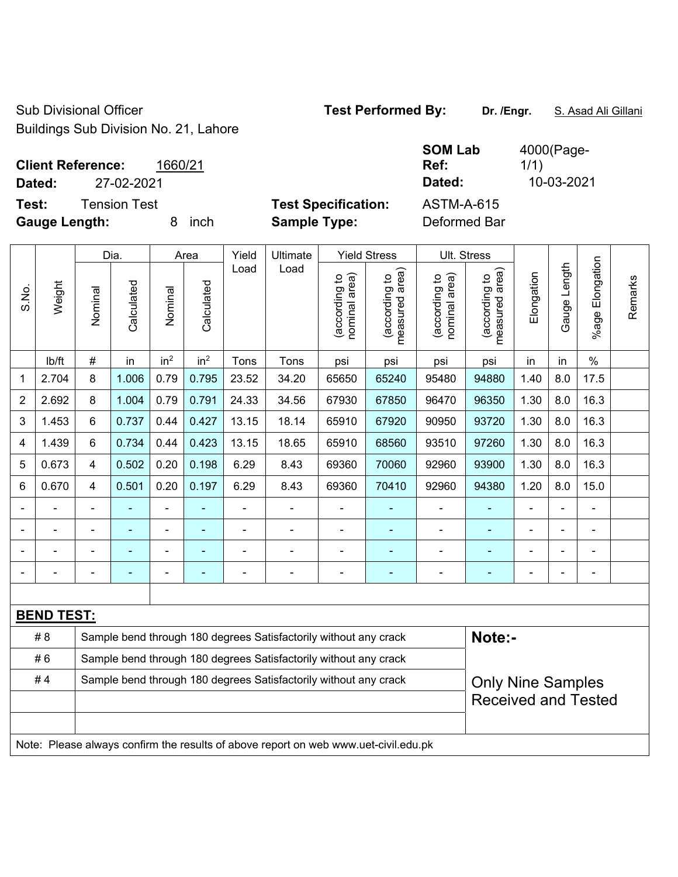Sub Divisional Officer
Buildings Sub Division No. 21, Lahore

**Test Performed By:** **Dr. /Engr.** S. Asad Ali Gillani

**Client Reference:** 1660/21
**Dated:** 27-02-2021

**SOM Lab Ref:** 4000(Page-1/1)
**Dated:** 10-03-2021

**Test:** Tension Test
**Gauge Length:** 8 inch

**Test Specification:** ASTM-A-615
**Sample Type:** Deformed Bar

| S.No. | Weight | Dia. | | Area | | Yield Load | Ultimate Load | Yield Stress | | Ult. Stress | | Elongation | Gauge Length | %age Elongation | Remarks |
|---|---|---|---|---|---|---|---|---|---|---|---|---|---|---|---|
| | | Nominal | Calculated | Nominal | Calculated | | | (according to nominal area) | (according to measured area) | (according to nominal area) | (according to measured area) | | | | |
| | lb/ft | # | in | in$^2$ | in$^2$ | Tons | Tons | psi | psi | psi | psi | in | in | % | |
| 1 | 2.704 | 8 | 1.006 | 0.79 | 0.795 | 23.52 | 34.20 | 65650 | 65240 | 95480 | 94880 | 1.40 | 8.0 | 17.5 | |
| 2 | 2.692 | 8 | 1.004 | 0.79 | 0.791 | 24.33 | 34.56 | 67930 | 67850 | 96470 | 96350 | 1.30 | 8.0 | 16.3 | |
| 3 | 1.453 | 6 | 0.737 | 0.44 | 0.427 | 13.15 | 18.14 | 65910 | 67920 | 90950 | 93720 | 1.30 | 8.0 | 16.3 | |
| 4 | 1.439 | 6 | 0.734 | 0.44 | 0.423 | 13.15 | 18.65 | 65910 | 68560 | 93510 | 97260 | 1.30 | 8.0 | 16.3 | |
| 5 | 0.673 | 4 | 0.502 | 0.20 | 0.198 | 6.29 | 8.43 | 69360 | 70060 | 92960 | 93900 | 1.30 | 8.0 | 16.3 | |
| 6 | 0.670 | 4 | 0.501 | 0.20 | 0.197 | 6.29 | 8.43 | 69360 | 70410 | 92960 | 94380 | 1.20 | 8.0 | 15.0 | |
| - | - | - | - | - | - | - | - | - | - | - | - | - | - | - | |
| - | - | - | - | - | - | - | - | - | - | - | - | - | - | - | |
| - | - | - | - | - | - | - | - | - | - | - | - | - | - | - | |
| - | - | - | - | - | - | - | - | - | - | - | - | - | - | - | |

**BEND TEST:**

| | | |
|---|---|---|
| # 8 | Sample bend through 180 degrees Satisfactorily without any crack | **Note:-** |
| # 6 | Sample bend through 180 degrees Satisfactorily without any crack | |
| # 4 | Sample bend through 180 degrees Satisfactorily without any crack | Only Nine Samples Received and Tested |

Note: Please always confirm the results of above report on web www.uet-civil.edu.pk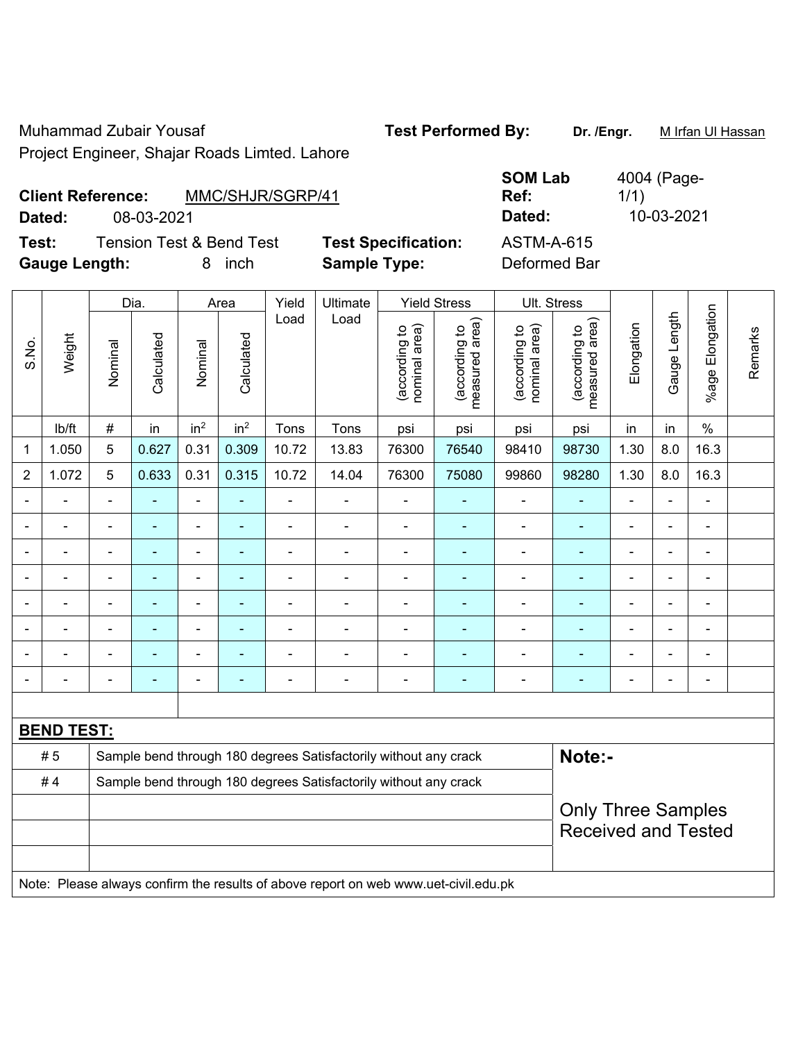Muhammad Zubair Yousaf
Project Engineer, Shajar Roads Limted. Lahore

**Test Performed By:** **Dr. /Engr.** M Irfan Ul Hassan

**Client Reference:** MMC/SHJR/SGRP/41
**Dated:** 08-03-2021

**SOM Lab Ref:** 4004 (Page-1/1)
**Dated:** 10-03-2021

**Test:** Tension Test & Bend Test
**Gauge Length:** 8 inch

**Test Specification:** ASTM-A-615
**Sample Type:** Deformed Bar

| S.No. | Weight | Dia. | | Area | | Yield Load | Ultimate Load | Yield Stress | | Ult. Stress | | Elongation | Gauge Length | %age Elongation | Remarks |
|---|---|---|---|---|---|---|---|---|---|---|---|---|---|---|---|
| | | Nominal | Calculated | Nominal | Calculated | | | (according to nominal area) | (according to measured area) | (according to nominal area) | (according to measured area) | | | | |
| | lb/ft | # | in | $in^2$ | $in^2$ | Tons | Tons | psi | psi | psi | psi | in | in | % | |
| 1 | 1.050 | 5 | 0.627 | 0.31 | 0.309 | 10.72 | 13.83 | 76300 | 76540 | 98410 | 98730 | 1.30 | 8.0 | 16.3 | |
| 2 | 1.072 | 5 | 0.633 | 0.31 | 0.315 | 10.72 | 14.04 | 76300 | 75080 | 99860 | 98280 | 1.30 | 8.0 | 16.3 | |
| - | - | - | - | - | - | - | - | - | - | - | - | - | - | - | |
| - | - | - | - | - | - | - | - | - | - | - | - | - | - | - | |
| - | - | - | - | - | - | - | - | - | - | - | - | - | - | - | |
| - | - | - | - | - | - | - | - | - | - | - | - | - | - | - | |
| - | - | - | - | - | - | - | - | - | - | - | - | - | - | - | |
| - | - | - | - | - | - | - | - | - | - | - | - | - | - | - | |
| - | - | - | - | - | - | - | - | - | - | - | - | - | - | - | |
| - | - | - | - | - | - | - | - | - | - | - | - | - | - | - | |

**BEND TEST:**

| | | |
|---|---|---|
| # 5 | Sample bend through 180 degrees Satisfactorily without any crack | **Note:-** |
| # 4 | Sample bend through 180 degrees Satisfactorily without any crack | |
| | | Only Three Samples Received and Tested |

Note: Please always confirm the results of above report on web www.uet-civil.edu.pk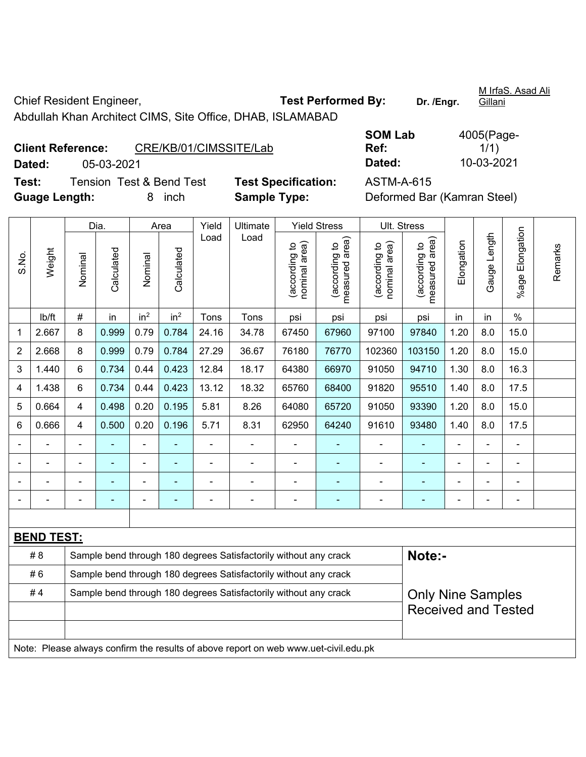Chief Resident Engineer,
Abdullah Khan Architect CIMS, Site Office, DHAB, ISLAMABAD

**Test Performed By:** Dr. /Engr. M IrfaS. Asad Ali Gillani

**Client Reference:** CRE/KB/01/CIMSSITE/Lab

**Dated:** 05-03-2021

**SOM Lab Ref:** 4005(Page-1/1)

**Dated:** 10-03-2021

**Test:** Tension Test & Bend Test

**Test Specification:** ASTM-A-615

**Guage Length:** 8 inch

**Sample Type:** Deformed Bar (Kamran Steel)

| S.No. | Weight | Dia. | | Area | | Yield Load | Ultimate Load | Yield Stress | | Ult. Stress | | Elongation | Gauge Length | %age Elongation | Remarks |
|---|---|---|---|---|---|---|---|---|---|---|---|---|---|---|---|
| | | Nominal | Calculated | Nominal | Calculated | | | (according to nominal area) | (according to measured area) | (according to nominal area) | (according to measured area) | | | | |
| | lb/ft | # | in | in$^2$ | in$^2$ | Tons | Tons | psi | psi | psi | psi | in | in | % | |
| 1 | 2.667 | 8 | 0.999 | 0.79 | 0.784 | 24.16 | 34.78 | 67450 | 67960 | 97100 | 97840 | 1.20 | 8.0 | 15.0 | |
| 2 | 2.668 | 8 | 0.999 | 0.79 | 0.784 | 27.29 | 36.67 | 76180 | 76770 | 102360 | 103150 | 1.20 | 8.0 | 15.0 | |
| 3 | 1.440 | 6 | 0.734 | 0.44 | 0.423 | 12.84 | 18.17 | 64380 | 66970 | 91050 | 94710 | 1.30 | 8.0 | 16.3 | |
| 4 | 1.438 | 6 | 0.734 | 0.44 | 0.423 | 13.12 | 18.32 | 65760 | 68400 | 91820 | 95510 | 1.40 | 8.0 | 17.5 | |
| 5 | 0.664 | 4 | 0.498 | 0.20 | 0.195 | 5.81 | 8.26 | 64080 | 65720 | 91050 | 93390 | 1.20 | 8.0 | 15.0 | |
| 6 | 0.666 | 4 | 0.500 | 0.20 | 0.196 | 5.71 | 8.31 | 62950 | 64240 | 91610 | 93480 | 1.40 | 8.0 | 17.5 | |
| - | - | - | - | - | - | - | - | - | - | - | - | - | - | - | |
| - | - | - | - | - | - | - | - | - | - | - | - | - | - | - | |
| - | - | - | - | - | - | - | - | - | - | - | - | - | - | - | |
| - | - | - | - | - | - | - | - | - | - | - | - | - | - | - | |

**BEND TEST:**

| | | |
|---|---|---|
| # 8 | Sample bend through 180 degrees Satisfactorily without any crack | **Note:-** |
| # 6 | Sample bend through 180 degrees Satisfactorily without any crack | |
| # 4 | Sample bend through 180 degrees Satisfactorily without any crack | Only Nine Samples Received and Tested |
| | | |
| | | |

Note: Please always confirm the results of above report on web www.uet-civil.edu.pk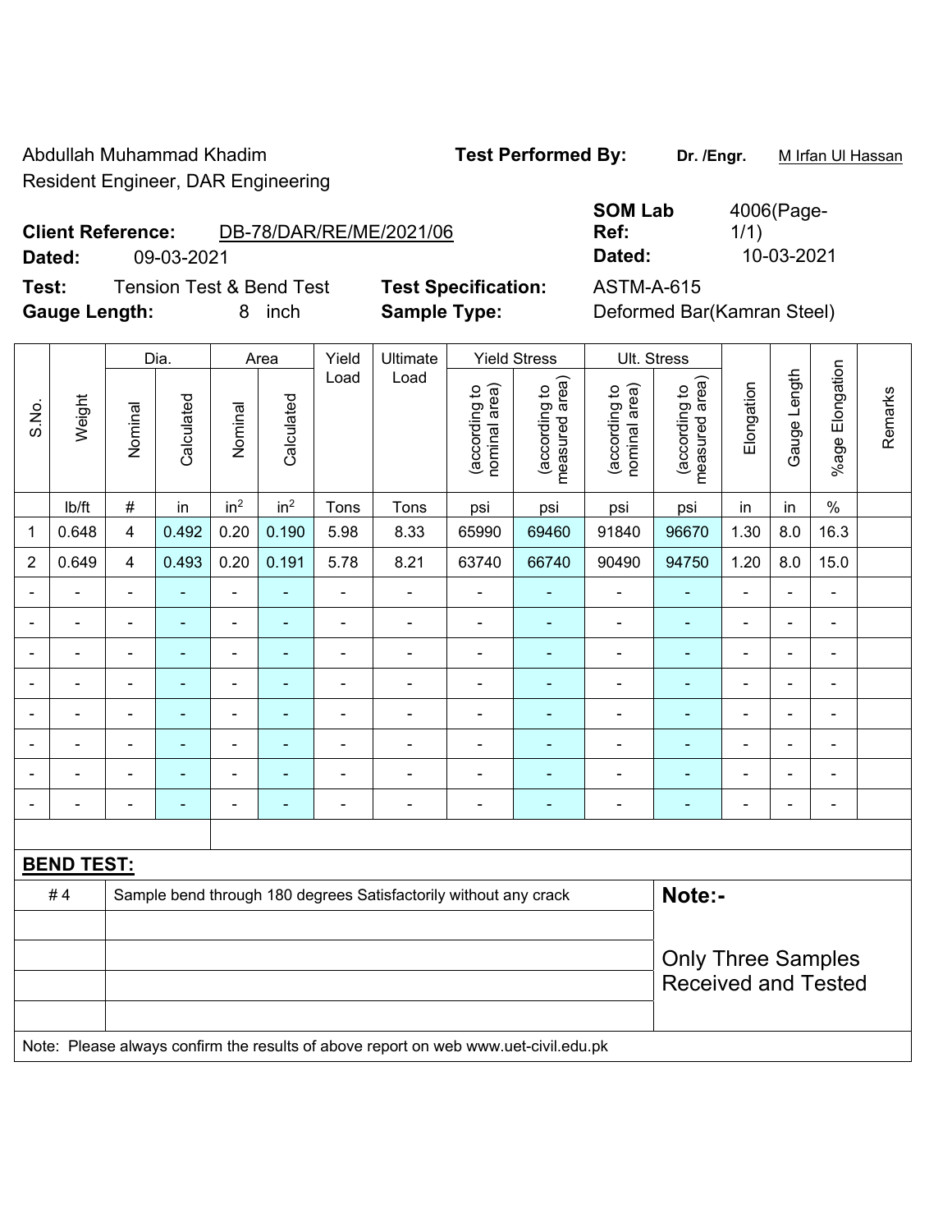Abdullah Muhammad Khadim
Resident Engineer, DAR Engineering

**Test Performed By:** **Dr. /Engr.** M Irfan Ul Hassan

**Client Reference:** DB-78/DAR/RE/ME/2021/06
**Dated:** 09-03-2021

**SOM Lab Ref:** 4006(Page-1/1)
**Dated:** 10-03-2021

**Test:** Tension Test & Bend Test
**Gauge Length:** 8 inch

**Test Specification:** ASTM-A-615
**Sample Type:** Deformed Bar(Kamran Steel)

| S.No. | Weight | Dia. | | Area | | Yield Load | Ultimate Load | Yield Stress | | Ult. Stress | | Elongation | Gauge Length | %age Elongation | Remarks |
|---|---|---|---|---|---|---|---|---|---|---|---|---|---|---|---|
| | | Nominal | Calculated | Nominal | Calculated | | | (according to nominal area) | (according to measured area) | (according to nominal area) | (according to measured area) | | | | |
| | lb/ft | # | in | in² | in² | Tons | Tons | psi | psi | psi | psi | in | in | % | |
| 1 | 0.648 | 4 | 0.492 | 0.20 | 0.190 | 5.98 | 8.33 | 65990 | 69460 | 91840 | 96670 | 1.30 | 8.0 | 16.3 | |
| 2 | 0.649 | 4 | 0.493 | 0.20 | 0.191 | 5.78 | 8.21 | 63740 | 66740 | 90490 | 94750 | 1.20 | 8.0 | 15.0 | |
| - | - | - | - | - | - | - | - | - | - | - | - | - | - | - | |
| - | - | - | - | - | - | - | - | - | - | - | - | - | - | - | |
| - | - | - | - | - | - | - | - | - | - | - | - | - | - | - | |
| - | - | - | - | - | - | - | - | - | - | - | - | - | - | - | |
| - | - | - | - | - | - | - | - | - | - | - | - | - | - | - | |
| - | - | - | - | - | - | - | - | - | - | - | - | - | - | - | |
| - | - | - | - | - | - | - | - | - | - | - | - | - | - | - | |
| - | - | - | - | - | - | - | - | - | - | - | - | - | - | - | |

**BEND TEST:**

| # 4 | Sample bend through 180 degrees Satisfactorily without any crack |
|---|---|

**Note:-**

Only Three Samples Received and Tested

Note: Please always confirm the results of above report on web www.uet-civil.edu.pk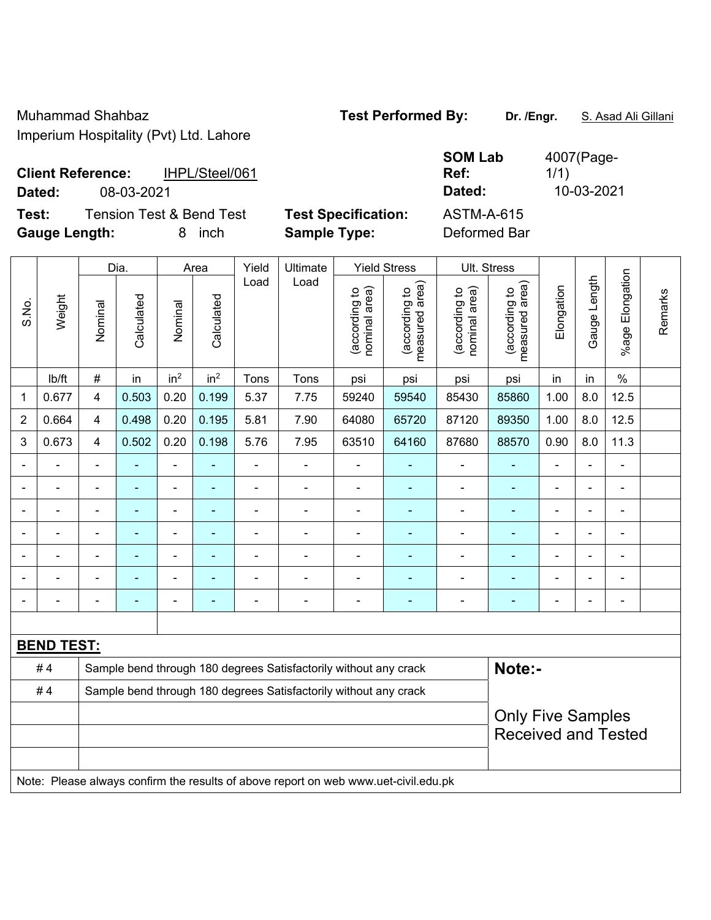Muhammad Shahbaz
Imperium Hospitality (Pvt) Ltd. Lahore

**Test Performed By:** **Dr. /Engr.** S. Asad Ali Gillani

**Client Reference:** IHPL/Steel/061
**Dated:** 08-03-2021

**SOM Lab Ref:** 4007(Page-1/1)
**Dated:** 10-03-2021

**Test:** Tension Test & Bend Test
**Gauge Length:** 8 inch

**Test Specification:** ASTM-A-615
**Sample Type:** Deformed Bar

| S.No. | Weight | Dia. | | Area | | Yield Load | Ultimate Load | Yield Stress | | Ult. Stress | | Elongation | Gauge Length | %age Elongation | Remarks |
|---|---|---|---|---|---|---|---|---|---|---|---|---|---|---|---|
| | | Nominal | Calculated | Nominal | Calculated | | | (according to nominal area) | (according to measured area) | (according to nominal area) | (according to measured area) | | | | |
| | lb/ft | # | in | $in^2$ | $in^2$ | Tons | Tons | psi | psi | psi | psi | in | in | % | |
| 1 | 0.677 | 4 | 0.503 | 0.20 | 0.199 | 5.37 | 7.75 | 59240 | 59540 | 85430 | 85860 | 1.00 | 8.0 | 12.5 | |
| 2 | 0.664 | 4 | 0.498 | 0.20 | 0.195 | 5.81 | 7.90 | 64080 | 65720 | 87120 | 89350 | 1.00 | 8.0 | 12.5 | |
| 3 | 0.673 | 4 | 0.502 | 0.20 | 0.198 | 5.76 | 7.95 | 63510 | 64160 | 87680 | 88570 | 0.90 | 8.0 | 11.3 | |
| - | - | - | - | - | - | - | - | - | - | - | - | - | - | - | |
| - | - | - | - | - | - | - | - | - | - | - | - | - | - | - | |
| - | - | - | - | - | - | - | - | - | - | - | - | - | - | - | |
| - | - | - | - | - | - | - | - | - | - | - | - | - | - | - | |
| - | - | - | - | - | - | - | - | - | - | - | - | - | - | - | |
| - | - | - | - | - | - | - | - | - | - | - | - | - | - | - | |
| - | - | - | - | - | - | - | - | - | - | - | - | - | - | - | |

**BEND TEST:**

| | | |
|---|---|---|
| # 4 | Sample bend through 180 degrees Satisfactorily without any crack | **Note:-** |
| # 4 | Sample bend through 180 degrees Satisfactorily without any crack | |
| | | Only Five Samples Received and Tested |
| | | |
| | | |

Note: Please always confirm the results of above report on web www.uet-civil.edu.pk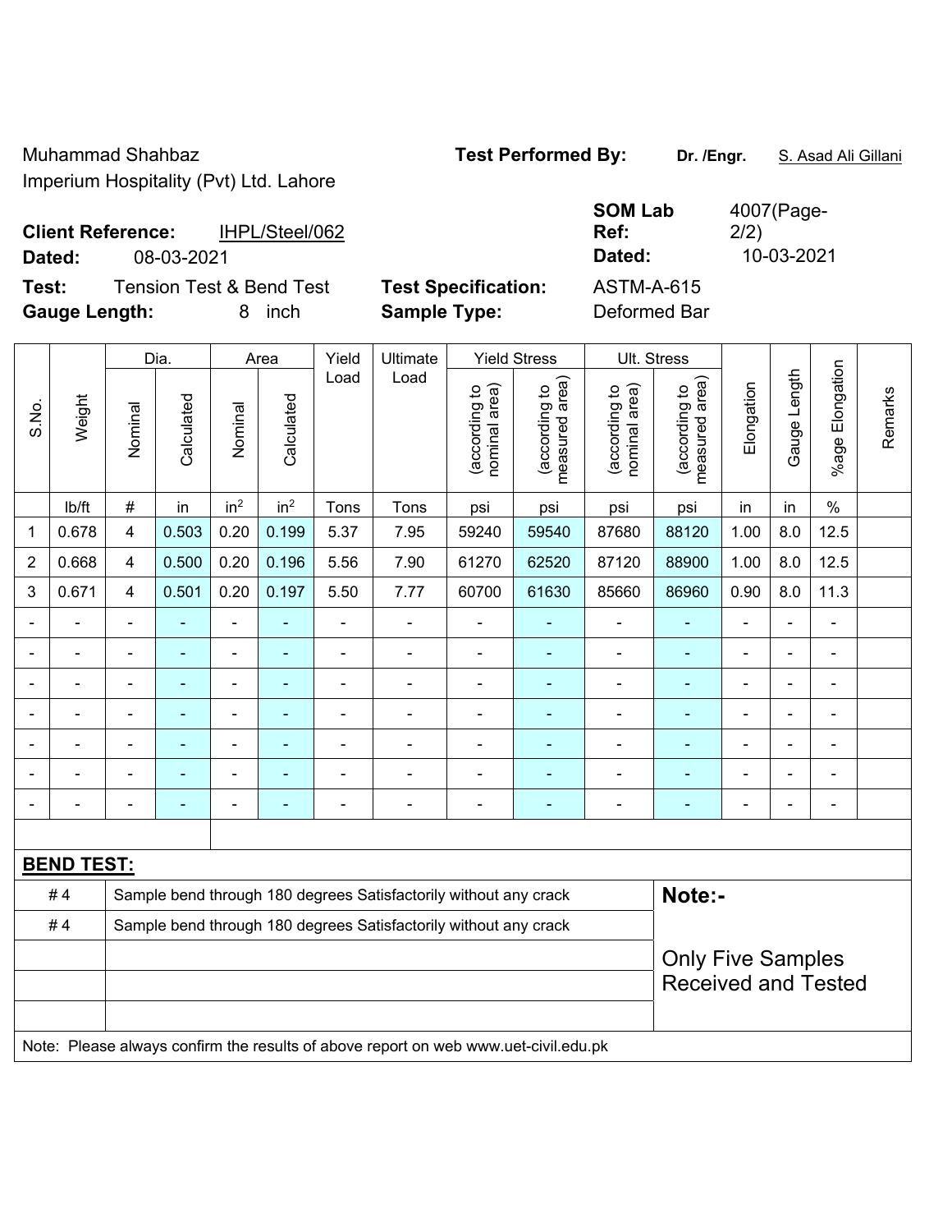Muhammad Shahbaz
Imperium Hospitality (Pvt) Ltd. Lahore

**Test Performed By:** **Dr. /Engr.** S. Asad Ali Gillani

**Client Reference:** IHPL/Steel/062
**Dated:** 08-03-2021

**SOM Lab Ref:** 4007(Page-2/2)
**Dated:** 10-03-2021

**Test:** Tension Test & Bend Test
**Gauge Length:** 8 inch

**Test Specification:** ASTM-A-615
**Sample Type:** Deformed Bar

| S.No. | Weight | Dia. | | Area | | Yield Load | Ultimate Load | Yield Stress | | Ult. Stress | | Elongation | Gauge Length | %age Elongation | Remarks |
|---|---|---|---|---|---|---|---|---|---|---|---|---|---|---|---|
| | | Nominal | Calculated | Nominal | Calculated | | | (according to nominal area) | (according to measured area) | (according to nominal area) | (according to measured area) | | | | |
| | lb/ft | # | in | $in^2$ | $in^2$ | Tons | Tons | psi | psi | psi | psi | in | in | % | |
| 1 | 0.678 | 4 | 0.503 | 0.20 | 0.199 | 5.37 | 7.95 | 59240 | 59540 | 87680 | 88120 | 1.00 | 8.0 | 12.5 | |
| 2 | 0.668 | 4 | 0.500 | 0.20 | 0.196 | 5.56 | 7.90 | 61270 | 62520 | 87120 | 88900 | 1.00 | 8.0 | 12.5 | |
| 3 | 0.671 | 4 | 0.501 | 0.20 | 0.197 | 5.50 | 7.77 | 60700 | 61630 | 85660 | 86960 | 0.90 | 8.0 | 11.3 | |
| - | - | - | - | - | - | - | - | - | - | - | - | - | - | - | |
| - | - | - | - | - | - | - | - | - | - | - | - | - | - | - | |
| - | - | - | - | - | - | - | - | - | - | - | - | - | - | - | |
| - | - | - | - | - | - | - | - | - | - | - | - | - | - | - | |
| - | - | - | - | - | - | - | - | - | - | - | - | - | - | - | |
| - | - | - | - | - | - | - | - | - | - | - | - | - | - | - | |
| - | - | - | - | - | - | - | - | - | - | - | - | - | - | - | |

**BEND TEST:**

| | | |
|---|---|---|
| # 4 | Sample bend through 180 degrees Satisfactorily without any crack | **Note:-** |
| # 4 | Sample bend through 180 degrees Satisfactorily without any crack | Only Five Samples Received and Tested |

Note: Please always confirm the results of above report on web www.uet-civil.edu.pk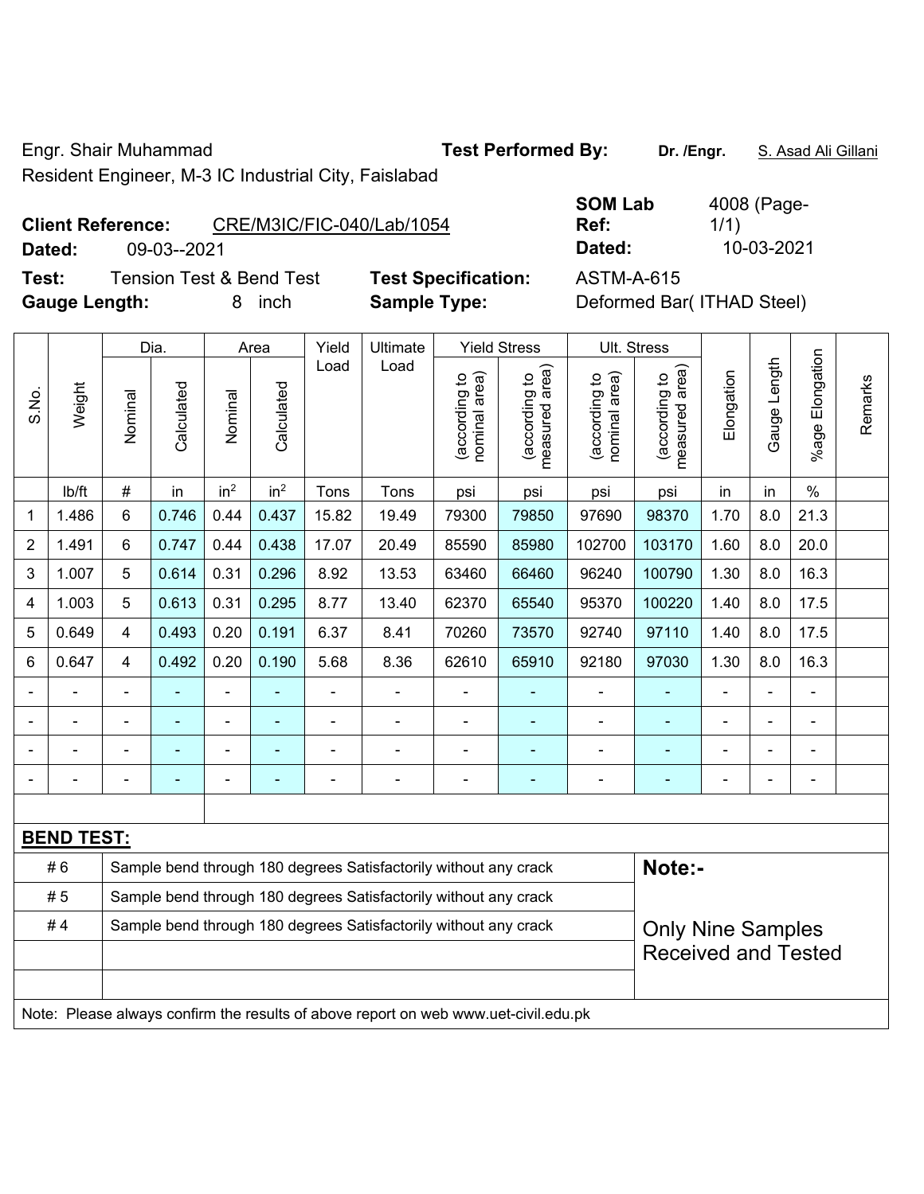Engr. Shair Muhammad

Resident Engineer, M-3 IC Industrial City, Faislabad

**Test Performed By:** **Dr. /Engr.** S. Asad Ali Gillani

**Client Reference:** CRE/M3IC/FIC-040/Lab/1054

**Dated:** 09-03--2021

**SOM Lab Ref:** 4008 (Page-1/1)

**Dated:** 10-03-2021

**Test:** Tension Test & Bend Test

**Gauge Length:** 8 inch

**Test Specification:** ASTM-A-615

**Sample Type:** Deformed Bar( ITHAD Steel)

| S.No. | Weight | Dia. | | Area | | Yield Load | Ultimate Load | Yield Stress | | Ult. Stress | | Elongation | Gauge Length | %age Elongation | Remarks |
|---|---|---|---|---|---|---|---|---|---|---|---|---|---|---|---|
| | | Nominal | Calculated | Nominal | Calculated | | | (according to nominal area) | (according to measured area) | (according to nominal area) | (according to measured area) | | | | |
| | lb/ft | # | in | in$^2$ | in$^2$ | Tons | Tons | psi | psi | psi | psi | in | in | % | |
| 1 | 1.486 | 6 | 0.746 | 0.44 | 0.437 | 15.82 | 19.49 | 79300 | 79850 | 97690 | 98370 | 1.70 | 8.0 | 21.3 | |
| 2 | 1.491 | 6 | 0.747 | 0.44 | 0.438 | 17.07 | 20.49 | 85590 | 85980 | 102700 | 103170 | 1.60 | 8.0 | 20.0 | |
| 3 | 1.007 | 5 | 0.614 | 0.31 | 0.296 | 8.92 | 13.53 | 63460 | 66460 | 96240 | 100790 | 1.30 | 8.0 | 16.3 | |
| 4 | 1.003 | 5 | 0.613 | 0.31 | 0.295 | 8.77 | 13.40 | 62370 | 65540 | 95370 | 100220 | 1.40 | 8.0 | 17.5 | |
| 5 | 0.649 | 4 | 0.493 | 0.20 | 0.191 | 6.37 | 8.41 | 70260 | 73570 | 92740 | 97110 | 1.40 | 8.0 | 17.5 | |
| 6 | 0.647 | 4 | 0.492 | 0.20 | 0.190 | 5.68 | 8.36 | 62610 | 65910 | 92180 | 97030 | 1.30 | 8.0 | 16.3 | |
| - | - | - | - | - | - | - | - | - | - | - | - | - | - | - | |
| - | - | - | - | - | - | - | - | - | - | - | - | - | - | - | |
| - | - | - | - | - | - | - | - | - | - | - | - | - | - | - | |
| - | - | - | - | - | - | - | - | - | - | - | - | - | - | - | |

**BEND TEST:**

| | | |
|---|---|---|
| # 6 | Sample bend through 180 degrees Satisfactorily without any crack | **Note:-** |
| # 5 | Sample bend through 180 degrees Satisfactorily without any crack | |
| # 4 | Sample bend through 180 degrees Satisfactorily without any crack | Only Nine Samples Received and Tested |
| | | |
| | | |

Note: Please always confirm the results of above report on web www.uet-civil.edu.pk